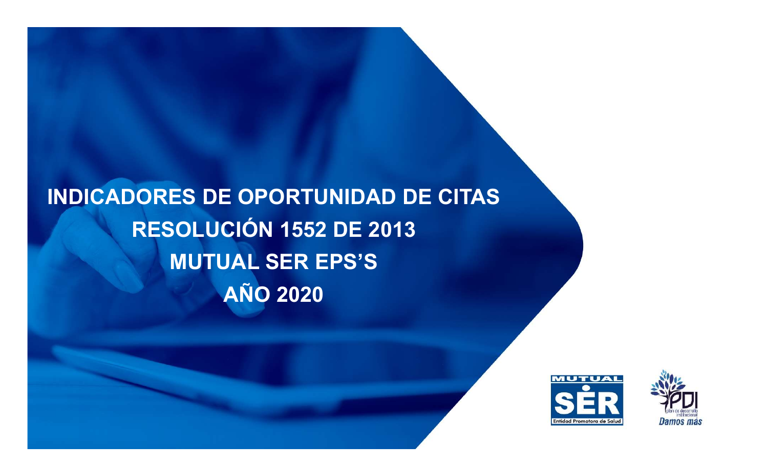# INDICADORES DE OPORTUNIDAD DE CITAS

# RESOLUCIÓN 1552 DE 2013

# MUTUAL SER EPS'S

# AÑO 2020

MUTUAL SER Entidad Promotora de Salud

PDI plan de desarrollo institucional Damos más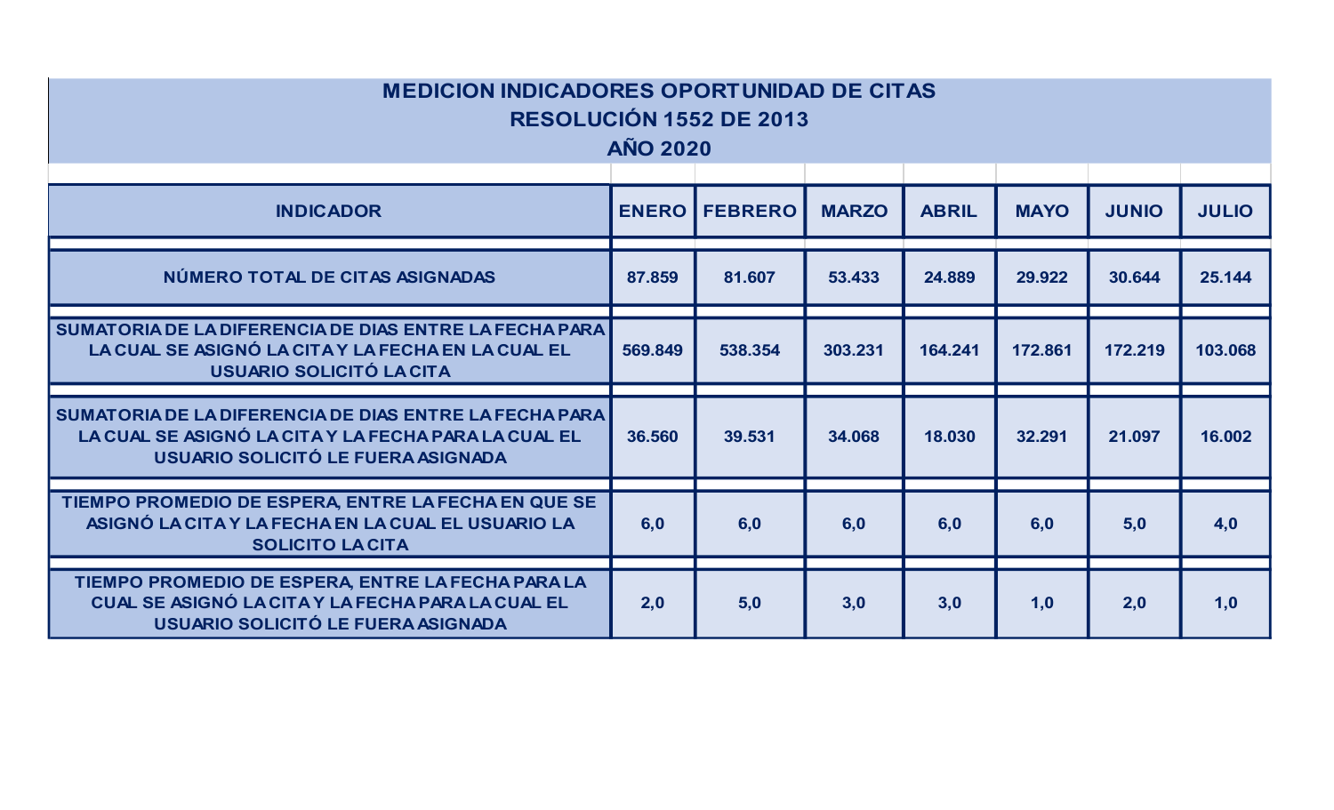# MEDICION INDICADORES OPORTUNIDAD DE CITAS
## RESOLUCIÓN 1552 DE 2013
## AÑO 2020

| INDICADOR | ENERO | FEBRERO | MARZO | ABRIL | MAYO | JUNIO | JULIO |
|---|---|---|---|---|---|---|---|
| NÚMERO TOTAL DE CITAS ASIGNADAS | 87.859 | 81.607 | 53.433 | 24.889 | 29.922 | 30.644 | 25.144 |
| SUMATORIA DE LA DIFERENCIA DE DIAS ENTRE LA FECHA PARA LA CUAL SE ASIGNÓ LA CITA Y LA FECHA EN LA CUAL EL USUARIO SOLICITÓ LA CITA | 569.849 | 538.354 | 303.231 | 164.241 | 172.861 | 172.219 | 103.068 |
| SUMATORIA DE LA DIFERENCIA DE DIAS ENTRE LA FECHA PARA LA CUAL SE ASIGNÓ LA CITA Y LA FECHA PARA LA CUAL EL USUARIO SOLICITÓ LE FUERA ASIGNADA | 36.560 | 39.531 | 34.068 | 18.030 | 32.291 | 21.097 | 16.002 |
| TIEMPO PROMEDIO DE ESPERA, ENTRE LA FECHA EN QUE SE ASIGNÓ LA CITA Y LA FECHA EN LA CUAL EL USUARIO LA SOLICITO LA CITA | 6,0 | 6,0 | 6,0 | 6,0 | 6,0 | 5,0 | 4,0 |
| TIEMPO PROMEDIO DE ESPERA, ENTRE LA FECHA PARA LA CUAL SE ASIGNÓ LA CITA Y LA FECHA PARA LA CUAL EL USUARIO SOLICITÓ LE FUERA ASIGNADA | 2,0 | 5,0 | 3,0 | 3,0 | 1,0 | 2,0 | 1,0 |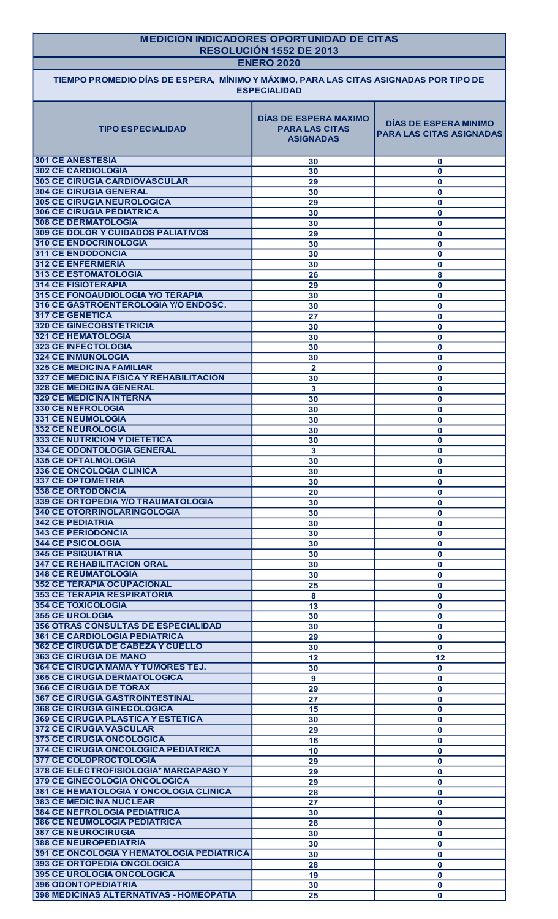## MEDICION INDICADORES OPORTUNIDAD DE CITAS
## RESOLUCIÓN 1552 DE 2013
## ENERO 2020

### TIEMPO PROMEDIO DÍAS DE ESPERA, MÍNIMO Y MÁXIMO, PARA LAS CITAS ASIGNADAS POR TIPO DE ESPECIALIDAD

| TIPO ESPECIALIDAD | DÍAS DE ESPERA MAXIMO PARA LAS CITAS ASIGNADAS | DÍAS DE ESPERA MINIMO PARA LAS CITAS ASIGNADAS |
|---|---|---|
| 301 CE ANESTESIA | 30 | 0 |
| 302 CE CARDIOLOGIA | 30 | 0 |
| 303 CE CIRUGIA CARDIOVASCULAR | 29 | 0 |
| 304 CE CIRUGIA GENERAL | 30 | 0 |
| 305 CE CIRUGIA NEUROLOGICA | 29 | 0 |
| 306 CE CIRUGIA PEDIATRICA | 30 | 0 |
| 308 CE DERMATOLOGIA | 30 | 0 |
| 309 CE DOLOR Y CUIDADOS PALIATIVOS | 29 | 0 |
| 310 CE ENDOCRINOLOGIA | 30 | 0 |
| 311 CE ENDODONCIA | 30 | 0 |
| 312 CE ENFERMERIA | 30 | 0 |
| 313 CE ESTOMATOLOGIA | 26 | 8 |
| 314 CE FISIOTERAPIA | 29 | 0 |
| 315 CE FONOAUDIOLOGIA Y/O TERAPIA | 30 | 0 |
| 316 CE GASTROENTEROLOGIA Y/O ENDOSC. | 30 | 0 |
| 317 CE GENETICA | 27 | 0 |
| 320 CE GINECOBSTETRICIA | 30 | 0 |
| 321 CE HEMATOLOGIA | 30 | 0 |
| 323 CE INFECTOLOGIA | 30 | 0 |
| 324 CE INMUNOLOGIA | 30 | 0 |
| 325 CE MEDICINA FAMILIAR | 2 | 0 |
| 327 CE MEDICINA FISICA Y REHABILITACION | 30 | 0 |
| 328 CE MEDICINA GENERAL | 3 | 0 |
| 329 CE MEDICINA INTERNA | 30 | 0 |
| 330 CE NEFROLOGIA | 30 | 0 |
| 331 CE NEUMOLOGIA | 30 | 0 |
| 332 CE NEUROLOGIA | 30 | 0 |
| 333 CE NUTRICION Y DIETETICA | 30 | 0 |
| 334 CE ODONTOLOGIA GENERAL | 3 | 0 |
| 335 CE OFTALMOLOGIA | 30 | 0 |
| 336 CE ONCOLOGIA CLINICA | 30 | 0 |
| 337 CE OPTOMETRIA | 30 | 0 |
| 338 CE ORTODONCIA | 20 | 0 |
| 339 CE ORTOPEDIA Y/O TRAUMATOLOGIA | 30 | 0 |
| 340 CE OTORRINOLARINGOLOGIA | 30 | 0 |
| 342 CE PEDIATRIA | 30 | 0 |
| 343 CE PERIODONCIA | 30 | 0 |
| 344 CE PSICOLOGIA | 30 | 0 |
| 345 CE PSIQUIATRIA | 30 | 0 |
| 347 CE REHABILITACION ORAL | 30 | 0 |
| 348 CE REUMATOLOGIA | 30 | 0 |
| 352 CE TERAPIA OCUPACIONAL | 25 | 0 |
| 353 CE TERAPIA RESPIRATORIA | 8 | 0 |
| 354 CE TOXICOLOGIA | 13 | 0 |
| 355 CE UROLOGIA | 30 | 0 |
| 356 OTRAS CONSULTAS DE ESPECIALIDAD | 30 | 0 |
| 361 CE CARDIOLOGIA PEDIATRICA | 29 | 0 |
| 362 CE CIRUGIA DE CABEZA Y CUELLO | 30 | 0 |
| 363 CE CIRUGIA DE MANO | 12 | 12 |
| 364 CE CIRUGIA MAMA Y TUMORES TEJ. | 30 | 0 |
| 365 CE CIRUGIA DERMATOLOGICA | 9 | 0 |
| 366 CE CIRUGIA DE TORAX | 29 | 0 |
| 367 CE CIRUGIA GASTROINTESTINAL | 27 | 0 |
| 368 CE CIRUGIA GINECOLOGICA | 15 | 0 |
| 369 CE CIRUGIA PLASTICA Y ESTETICA | 30 | 0 |
| 372 CE CIRUGIA VASCULAR | 29 | 0 |
| 373 CE CIRUGIA ONCOLOGICA | 16 | 0 |
| 374 CE CIRUGIA ONCOLOGICA PEDIATRICA | 10 | 0 |
| 377 CE COLOPROCTOLOGIA | 29 | 0 |
| 378 CE ELECTROFISIOLOGIA* MARCAPASO Y | 29 | 0 |
| 379 CE GINECOLOGIA ONCOLOGICA | 29 | 0 |
| 381 CE HEMATOLOGIA Y ONCOLOGIA CLINICA | 28 | 0 |
| 383 CE MEDICINA NUCLEAR | 27 | 0 |
| 384 CE NEFROLOGIA PEDIATRICA | 30 | 0 |
| 386 CE NEUMOLOGIA PEDIATRICA | 28 | 0 |
| 387 CE NEUROCIRUGIA | 30 | 0 |
| 388 CE NEUROPEDIATRIA | 30 | 0 |
| 391 CE ONCOLOGIA Y HEMATOLOGIA PEDIATRICA | 30 | 0 |
| 393 CE ORTOPEDIA ONCOLOGICA | 28 | 0 |
| 395 CE UROLOGIA ONCOLOGICA | 19 | 0 |
| 396 ODONTOPEDIATRIA | 30 | 0 |
| 398 MEDICINAS ALTERNATIVAS - HOMEOPATIA | 25 | 0 |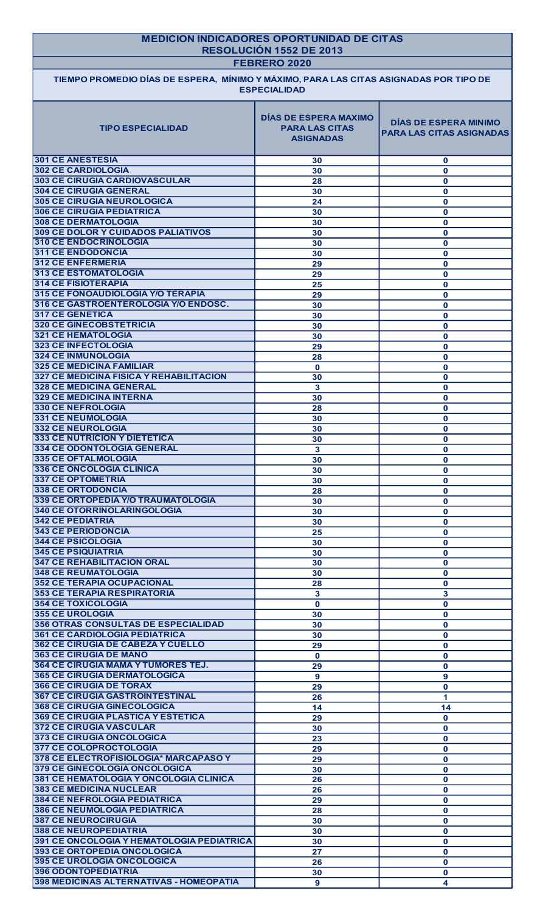# MEDICION INDICADORES OPORTUNIDAD DE CITAS

## RESOLUCIÓN 1552 DE 2013

## FEBRERO 2020

### TIEMPO PROMEDIO DÍAS DE ESPERA, MÍNIMO Y MÁXIMO, PARA LAS CITAS ASIGNADAS POR TIPO DE ESPECIALIDAD

| TIPO ESPECIALIDAD | DÍAS DE ESPERA MAXIMO PARA LAS CITAS ASIGNADAS | DÍAS DE ESPERA MINIMO PARA LAS CITAS ASIGNADAS |
|---|---|---|
| 301 CE ANESTESIA | 30 | 0 |
| 302 CE CARDIOLOGIA | 30 | 0 |
| 303 CE CIRUGIA CARDIOVASCULAR | 28 | 0 |
| 304 CE CIRUGIA GENERAL | 30 | 0 |
| 305 CE CIRUGIA NEUROLOGICA | 24 | 0 |
| 306 CE CIRUGIA PEDIATRICA | 30 | 0 |
| 308 CE DERMATOLOGIA | 30 | 0 |
| 309 CE DOLOR Y CUIDADOS PALIATIVOS | 30 | 0 |
| 310 CE ENDOCRINOLOGIA | 30 | 0 |
| 311 CE ENDODONCIA | 30 | 0 |
| 312 CE ENFERMERIA | 29 | 0 |
| 313 CE ESTOMATOLOGIA | 29 | 0 |
| 314 CE FISIOTERAPIA | 25 | 0 |
| 315 CE FONOAUDIOLOGIA Y/O TERAPIA | 29 | 0 |
| 316 CE GASTROENTEROLOGIA Y/O ENDOSC. | 30 | 0 |
| 317 CE GENETICA | 30 | 0 |
| 320 CE GINECOBSTETRICIA | 30 | 0 |
| 321 CE HEMATOLOGIA | 30 | 0 |
| 323 CE INFECTOLOGIA | 29 | 0 |
| 324 CE INMUNOLOGIA | 28 | 0 |
| 325 CE MEDICINA FAMILIAR | 0 | 0 |
| 327 CE MEDICINA FISICA Y REHABILITACION | 30 | 0 |
| 328 CE MEDICINA GENERAL | 3 | 0 |
| 329 CE MEDICINA INTERNA | 30 | 0 |
| 330 CE NEFROLOGIA | 28 | 0 |
| 331 CE NEUMOLOGIA | 30 | 0 |
| 332 CE NEUROLOGIA | 30 | 0 |
| 333 CE NUTRICION Y DIETETICA | 30 | 0 |
| 334 CE ODONTOLOGIA GENERAL | 3 | 0 |
| 335 CE OFTALMOLOGIA | 30 | 0 |
| 336 CE ONCOLOGIA CLINICA | 30 | 0 |
| 337 CE OPTOMETRIA | 30 | 0 |
| 338 CE ORTODONCIA | 28 | 0 |
| 339 CE ORTOPEDIA Y/O TRAUMATOLOGIA | 30 | 0 |
| 340 CE OTORRINOLARINGOLOGIA | 30 | 0 |
| 342 CE PEDIATRIA | 30 | 0 |
| 343 CE PERIODONCIA | 25 | 0 |
| 344 CE PSICOLOGIA | 30 | 0 |
| 345 CE PSIQUIATRIA | 30 | 0 |
| 347 CE REHABILITACION ORAL | 30 | 0 |
| 348 CE REUMATOLOGIA | 30 | 0 |
| 352 CE TERAPIA OCUPACIONAL | 28 | 0 |
| 353 CE TERAPIA RESPIRATORIA | 3 | 3 |
| 354 CE TOXICOLOGIA | 0 | 0 |
| 355 CE UROLOGIA | 30 | 0 |
| 356 OTRAS CONSULTAS DE ESPECIALIDAD | 30 | 0 |
| 361 CE CARDIOLOGIA PEDIATRICA | 30 | 0 |
| 362 CE CIRUGIA DE CABEZA Y CUELLO | 29 | 0 |
| 363 CE CIRUGIA DE MANO | 0 | 0 |
| 364 CE CIRUGIA MAMA Y TUMORES TEJ. | 29 | 0 |
| 365 CE CIRUGIA DERMATOLOGICA | 9 | 9 |
| 366 CE CIRUGIA DE TORAX | 29 | 0 |
| 367 CE CIRUGIA GASTROINTESTINAL | 26 | 1 |
| 368 CE CIRUGIA GINECOLOGICA | 14 | 14 |
| 369 CE CIRUGIA PLASTICA Y ESTETICA | 29 | 0 |
| 372 CE CIRUGIA VASCULAR | 30 | 0 |
| 373 CE CIRUGIA ONCOLOGICA | 23 | 0 |
| 377 CE COLOPROCTOLOGIA | 29 | 0 |
| 378 CE ELECTROFISIOLOGIA* MARCAPASO Y | 29 | 0 |
| 379 CE GINECOLOGIA ONCOLOGICA | 30 | 0 |
| 381 CE HEMATOLOGIA Y ONCOLOGIA CLINICA | 26 | 0 |
| 383 CE MEDICINA NUCLEAR | 26 | 0 |
| 384 CE NEFROLOGIA PEDIATRICA | 29 | 0 |
| 386 CE NEUMOLOGIA PEDIATRICA | 28 | 0 |
| 387 CE NEUROCIRUGIA | 30 | 0 |
| 388 CE NEUROPEDIATRIA | 30 | 0 |
| 391 CE ONCOLOGIA Y HEMATOLOGIA PEDIATRICA | 30 | 0 |
| 393 CE ORTOPEDIA ONCOLOGICA | 27 | 0 |
| 395 CE UROLOGIA ONCOLOGICA | 26 | 0 |
| 396 ODONTOPEDIATRIA | 30 | 0 |
| 398 MEDICINAS ALTERNATIVAS - HOMEOPATIA | 9 | 4 |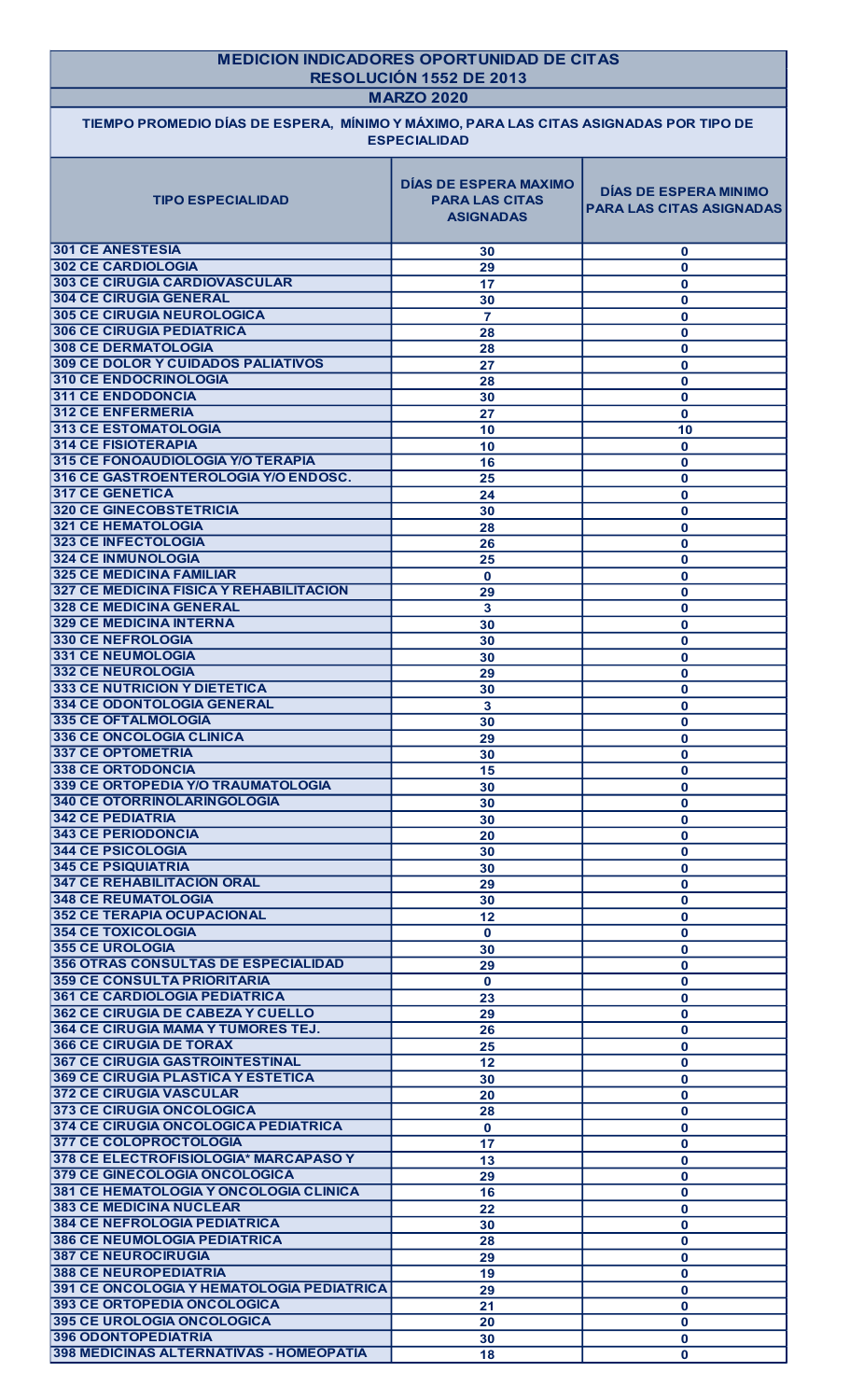## MEDICION INDICADORES OPORTUNIDAD DE CITAS
## RESOLUCIÓN 1552 DE 2013
## MARZO 2020

### TIEMPO PROMEDIO DÍAS DE ESPERA, MÍNIMO Y MÁXIMO, PARA LAS CITAS ASIGNADAS POR TIPO DE ESPECIALIDAD

| TIPO ESPECIALIDAD | DÍAS DE ESPERA MAXIMO PARA LAS CITAS ASIGNADAS | DÍAS DE ESPERA MINIMO PARA LAS CITAS ASIGNADAS |
|---|---|---|
| 301 CE ANESTESIA | 30 | 0 |
| 302 CE CARDIOLOGIA | 29 | 0 |
| 303 CE CIRUGIA CARDIOVASCULAR | 17 | 0 |
| 304 CE CIRUGIA GENERAL | 30 | 0 |
| 305 CE CIRUGIA NEUROLOGICA | 7 | 0 |
| 306 CE CIRUGIA PEDIATRICA | 28 | 0 |
| 308 CE DERMATOLOGIA | 28 | 0 |
| 309 CE DOLOR Y CUIDADOS PALIATIVOS | 27 | 0 |
| 310 CE ENDOCRINOLOGIA | 28 | 0 |
| 311 CE ENDODONCIA | 30 | 0 |
| 312 CE ENFERMERIA | 27 | 0 |
| 313 CE ESTOMATOLOGIA | 10 | 10 |
| 314 CE FISIOTERAPIA | 10 | 0 |
| 315 CE FONOAUDIOLOGIA Y/O TERAPIA | 16 | 0 |
| 316 CE GASTROENTEROLOGIA Y/O ENDOSC. | 25 | 0 |
| 317 CE GENETICA | 24 | 0 |
| 320 CE GINECOBSTETRICIA | 30 | 0 |
| 321 CE HEMATOLOGIA | 28 | 0 |
| 323 CE INFECTOLOGIA | 26 | 0 |
| 324 CE INMUNOLOGIA | 25 | 0 |
| 325 CE MEDICINA FAMILIAR | 0 | 0 |
| 327 CE MEDICINA FISICA Y REHABILITACION | 29 | 0 |
| 328 CE MEDICINA GENERAL | 3 | 0 |
| 329 CE MEDICINA INTERNA | 30 | 0 |
| 330 CE NEFROLOGIA | 30 | 0 |
| 331 CE NEUMOLOGIA | 30 | 0 |
| 332 CE NEUROLOGIA | 29 | 0 |
| 333 CE NUTRICION Y DIETETICA | 30 | 0 |
| 334 CE ODONTOLOGIA GENERAL | 3 | 0 |
| 335 CE OFTALMOLOGIA | 30 | 0 |
| 336 CE ONCOLOGIA CLINICA | 29 | 0 |
| 337 CE OPTOMETRIA | 30 | 0 |
| 338 CE ORTODONCIA | 15 | 0 |
| 339 CE ORTOPEDIA Y/O TRAUMATOLOGIA | 30 | 0 |
| 340 CE OTORRINOLARINGOLOGIA | 30 | 0 |
| 342 CE PEDIATRIA | 30 | 0 |
| 343 CE PERIODONCIA | 20 | 0 |
| 344 CE PSICOLOGIA | 30 | 0 |
| 345 CE PSIQUIATRIA | 30 | 0 |
| 347 CE REHABILITACION ORAL | 29 | 0 |
| 348 CE REUMATOLOGIA | 30 | 0 |
| 352 CE TERAPIA OCUPACIONAL | 12 | 0 |
| 354 CE TOXICOLOGIA | 0 | 0 |
| 355 CE UROLOGIA | 30 | 0 |
| 356 OTRAS CONSULTAS DE ESPECIALIDAD | 29 | 0 |
| 359 CE CONSULTA PRIORITARIA | 0 | 0 |
| 361 CE CARDIOLOGIA PEDIATRICA | 23 | 0 |
| 362 CE CIRUGIA DE CABEZA Y CUELLO | 29 | 0 |
| 364 CE CIRUGIA MAMA Y TUMORES TEJ. | 26 | 0 |
| 366 CE CIRUGIA DE TORAX | 25 | 0 |
| 367 CE CIRUGIA GASTROINTESTINAL | 12 | 0 |
| 369 CE CIRUGIA PLASTICA Y ESTETICA | 30 | 0 |
| 372 CE CIRUGIA VASCULAR | 20 | 0 |
| 373 CE CIRUGIA ONCOLOGICA | 28 | 0 |
| 374 CE CIRUGIA ONCOLOGICA PEDIATRICA | 0 | 0 |
| 377 CE COLOPROCTOLOGIA | 17 | 0 |
| 378 CE ELECTROFISIOLOGIA* MARCAPASO Y | 13 | 0 |
| 379 CE GINECOLOGIA ONCOLOGICA | 29 | 0 |
| 381 CE HEMATOLOGIA Y ONCOLOGIA CLINICA | 16 | 0 |
| 383 CE MEDICINA NUCLEAR | 22 | 0 |
| 384 CE NEFROLOGIA PEDIATRICA | 30 | 0 |
| 386 CE NEUMOLOGIA PEDIATRICA | 28 | 0 |
| 387 CE NEUROCIRUGIA | 29 | 0 |
| 388 CE NEUROPEDIATRIA | 19 | 0 |
| 391 CE ONCOLOGIA Y HEMATOLOGIA PEDIATRICA | 29 | 0 |
| 393 CE ORTOPEDIA ONCOLOGICA | 21 | 0 |
| 395 CE UROLOGIA ONCOLOGICA | 20 | 0 |
| 396 ODONTOPEDIATRIA | 30 | 0 |
| 398 MEDICINAS ALTERNATIVAS - HOMEOPATIA | 18 | 0 |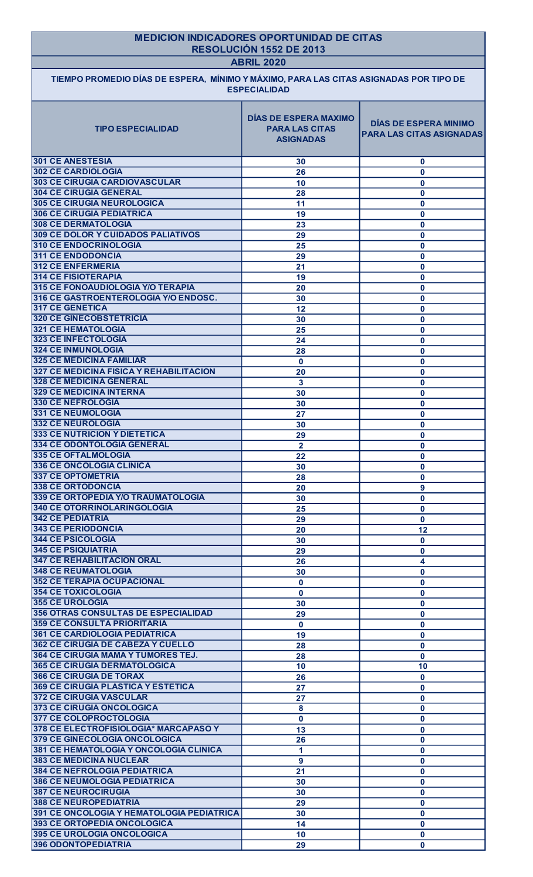# MEDICION INDICADORES OPORTUNIDAD DE CITAS
## RESOLUCIÓN 1552 DE 2013
### ABRIL 2020

**TIEMPO PROMEDIO DÍAS DE ESPERA, MÍNIMO Y MÁXIMO, PARA LAS CITAS ASIGNADAS POR TIPO DE ESPECIALIDAD**

| TIPO ESPECIALIDAD | DÍAS DE ESPERA MAXIMO PARA LAS CITAS ASIGNADAS | DÍAS DE ESPERA MINIMO PARA LAS CITAS ASIGNADAS |
|---|---|---|
| 301 CE ANESTESIA | 30 | 0 |
| 302 CE CARDIOLOGIA | 26 | 0 |
| 303 CE CIRUGIA CARDIOVASCULAR | 10 | 0 |
| 304 CE CIRUGIA GENERAL | 28 | 0 |
| 305 CE CIRUGIA NEUROLOGICA | 11 | 0 |
| 306 CE CIRUGIA PEDIATRICA | 19 | 0 |
| 308 CE DERMATOLOGIA | 23 | 0 |
| 309 CE DOLOR Y CUIDADOS PALIATIVOS | 29 | 0 |
| 310 CE ENDOCRINOLOGIA | 25 | 0 |
| 311 CE ENDODONCIA | 29 | 0 |
| 312 CE ENFERMERIA | 21 | 0 |
| 314 CE FISIOTERAPIA | 19 | 0 |
| 315 CE FONOAUDIOLOGIA Y/O TERAPIA | 20 | 0 |
| 316 CE GASTROENTEROLOGIA Y/O ENDOSC. | 30 | 0 |
| 317 CE GENETICA | 12 | 0 |
| 320 CE GINECOBSTETRICIA | 30 | 0 |
| 321 CE HEMATOLOGIA | 25 | 0 |
| 323 CE INFECTOLOGIA | 24 | 0 |
| 324 CE INMUNOLOGIA | 28 | 0 |
| 325 CE MEDICINA FAMILIAR | 0 | 0 |
| 327 CE MEDICINA FISICA Y REHABILITACION | 20 | 0 |
| 328 CE MEDICINA GENERAL | 3 | 0 |
| 329 CE MEDICINA INTERNA | 30 | 0 |
| 330 CE NEFROLOGIA | 30 | 0 |
| 331 CE NEUMOLOGIA | 27 | 0 |
| 332 CE NEUROLOGIA | 30 | 0 |
| 333 CE NUTRICION Y DIETETICA | 29 | 0 |
| 334 CE ODONTOLOGIA GENERAL | 2 | 0 |
| 335 CE OFTALMOLOGIA | 22 | 0 |
| 336 CE ONCOLOGIA CLINICA | 30 | 0 |
| 337 CE OPTOMETRIA | 28 | 0 |
| 338 CE ORTODONCIA | 20 | 9 |
| 339 CE ORTOPEDIA Y/O TRAUMATOLOGIA | 30 | 0 |
| 340 CE OTORRINOLARINGOLOGIA | 25 | 0 |
| 342 CE PEDIATRIA | 29 | 0 |
| 343 CE PERIODONCIA | 20 | 12 |
| 344 CE PSICOLOGIA | 30 | 0 |
| 345 CE PSIQUIATRIA | 29 | 0 |
| 347 CE REHABILITACION ORAL | 26 | 4 |
| 348 CE REUMATOLOGIA | 30 | 0 |
| 352 CE TERAPIA OCUPACIONAL | 0 | 0 |
| 354 CE TOXICOLOGIA | 0 | 0 |
| 355 CE UROLOGIA | 30 | 0 |
| 356 OTRAS CONSULTAS DE ESPECIALIDAD | 29 | 0 |
| 359 CE CONSULTA PRIORITARIA | 0 | 0 |
| 361 CE CARDIOLOGIA PEDIATRICA | 19 | 0 |
| 362 CE CIRUGIA DE CABEZA Y CUELLO | 28 | 0 |
| 364 CE CIRUGIA MAMA Y TUMORES TEJ. | 28 | 0 |
| 365 CE CIRUGIA DERMATOLOGICA | 10 | 10 |
| 366 CE CIRUGIA DE TORAX | 26 | 0 |
| 369 CE CIRUGIA PLASTICA Y ESTETICA | 27 | 0 |
| 372 CE CIRUGIA VASCULAR | 27 | 0 |
| 373 CE CIRUGIA ONCOLOGICA | 8 | 0 |
| 377 CE COLOPROCTOLOGIA | 0 | 0 |
| 378 CE ELECTROFISIOLOGIA* MARCAPASO Y | 13 | 0 |
| 379 CE GINECOLOGIA ONCOLOGICA | 26 | 0 |
| 381 CE HEMATOLOGIA Y ONCOLOGIA CLINICA | 1 | 0 |
| 383 CE MEDICINA NUCLEAR | 9 | 0 |
| 384 CE NEFROLOGIA PEDIATRICA | 21 | 0 |
| 386 CE NEUMOLOGIA PEDIATRICA | 30 | 0 |
| 387 CE NEUROCIRUGIA | 30 | 0 |
| 388 CE NEUROPEDIATRIA | 29 | 0 |
| 391 CE ONCOLOGIA Y HEMATOLOGIA PEDIATRICA | 30 | 0 |
| 393 CE ORTOPEDIA ONCOLOGICA | 14 | 0 |
| 395 CE UROLOGIA ONCOLOGICA | 10 | 0 |
| 396 ODONTOPEDIATRIA | 29 | 0 |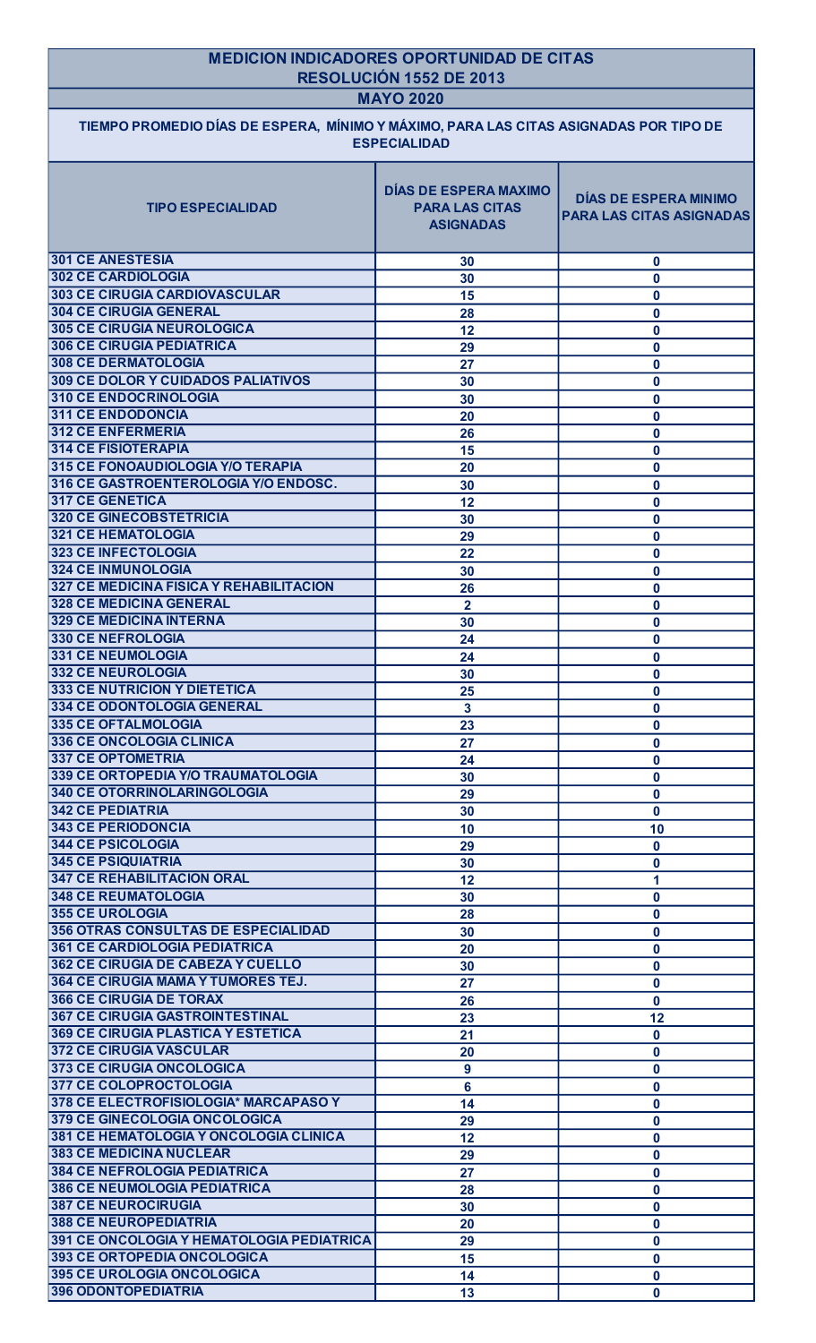# MEDICION INDICADORES OPORTUNIDAD DE CITAS
## RESOLUCIÓN 1552 DE 2013
### MAYO 2020

**TIEMPO PROMEDIO DÍAS DE ESPERA, MÍNIMO Y MÁXIMO, PARA LAS CITAS ASIGNADAS POR TIPO DE ESPECIALIDAD**

| TIPO ESPECIALIDAD | DÍAS DE ESPERA MAXIMO PARA LAS CITAS ASIGNADAS | DÍAS DE ESPERA MINIMO PARA LAS CITAS ASIGNADAS |
|---|---|---|
| 301 CE ANESTESIA | 30 | 0 |
| 302 CE CARDIOLOGIA | 30 | 0 |
| 303 CE CIRUGIA CARDIOVASCULAR | 15 | 0 |
| 304 CE CIRUGIA GENERAL | 28 | 0 |
| 305 CE CIRUGIA NEUROLOGICA | 12 | 0 |
| 306 CE CIRUGIA PEDIATRICA | 29 | 0 |
| 308 CE DERMATOLOGIA | 27 | 0 |
| 309 CE DOLOR Y CUIDADOS PALIATIVOS | 30 | 0 |
| 310 CE ENDOCRINOLOGIA | 30 | 0 |
| 311 CE ENDODONCIA | 20 | 0 |
| 312 CE ENFERMERIA | 26 | 0 |
| 314 CE FISIOTERAPIA | 15 | 0 |
| 315 CE FONOAUDIOLOGIA Y/O TERAPIA | 20 | 0 |
| 316 CE GASTROENTEROLOGIA Y/O ENDOSC. | 30 | 0 |
| 317 CE GENETICA | 12 | 0 |
| 320 CE GINECOBSTETRICIA | 30 | 0 |
| 321 CE HEMATOLOGIA | 29 | 0 |
| 323 CE INFECTOLOGIA | 22 | 0 |
| 324 CE INMUNOLOGIA | 30 | 0 |
| 327 CE MEDICINA FISICA Y REHABILITACION | 26 | 0 |
| 328 CE MEDICINA GENERAL | 2 | 0 |
| 329 CE MEDICINA INTERNA | 30 | 0 |
| 330 CE NEFROLOGIA | 24 | 0 |
| 331 CE NEUMOLOGIA | 24 | 0 |
| 332 CE NEUROLOGIA | 30 | 0 |
| 333 CE NUTRICION Y DIETETICA | 25 | 0 |
| 334 CE ODONTOLOGIA GENERAL | 3 | 0 |
| 335 CE OFTALMOLOGIA | 23 | 0 |
| 336 CE ONCOLOGIA CLINICA | 27 | 0 |
| 337 CE OPTOMETRIA | 24 | 0 |
| 339 CE ORTOPEDIA Y/O TRAUMATOLOGIA | 30 | 0 |
| 340 CE OTORRINOLARINGOLOGIA | 29 | 0 |
| 342 CE PEDIATRIA | 30 | 0 |
| 343 CE PERIODONCIA | 10 | 10 |
| 344 CE PSICOLOGIA | 29 | 0 |
| 345 CE PSIQUIATRIA | 30 | 0 |
| 347 CE REHABILITACION ORAL | 12 | 1 |
| 348 CE REUMATOLOGIA | 30 | 0 |
| 355 CE UROLOGIA | 28 | 0 |
| 356 OTRAS CONSULTAS DE ESPECIALIDAD | 30 | 0 |
| 361 CE CARDIOLOGIA PEDIATRICA | 20 | 0 |
| 362 CE CIRUGIA DE CABEZA Y CUELLO | 30 | 0 |
| 364 CE CIRUGIA MAMA Y TUMORES TEJ. | 27 | 0 |
| 366 CE CIRUGIA DE TORAX | 26 | 0 |
| 367 CE CIRUGIA GASTROINTESTINAL | 23 | 12 |
| 369 CE CIRUGIA PLASTICA Y ESTETICA | 21 | 0 |
| 372 CE CIRUGIA VASCULAR | 20 | 0 |
| 373 CE CIRUGIA ONCOLOGICA | 9 | 0 |
| 377 CE COLOPROCTOLOGIA | 6 | 0 |
| 378 CE ELECTROFISIOLOGIA* MARCAPASO Y | 14 | 0 |
| 379 CE GINECOLOGIA ONCOLOGICA | 29 | 0 |
| 381 CE HEMATOLOGIA Y ONCOLOGIA CLINICA | 12 | 0 |
| 383 CE MEDICINA NUCLEAR | 29 | 0 |
| 384 CE NEFROLOGIA PEDIATRICA | 27 | 0 |
| 386 CE NEUMOLOGIA PEDIATRICA | 28 | 0 |
| 387 CE NEUROCIRUGIA | 30 | 0 |
| 388 CE NEUROPEDIATRIA | 20 | 0 |
| 391 CE ONCOLOGIA Y HEMATOLOGIA PEDIATRICA | 29 | 0 |
| 393 CE ORTOPEDIA ONCOLOGICA | 15 | 0 |
| 395 CE UROLOGIA ONCOLOGICA | 14 | 0 |
| 396 ODONTOPEDIATRIA | 13 | 0 |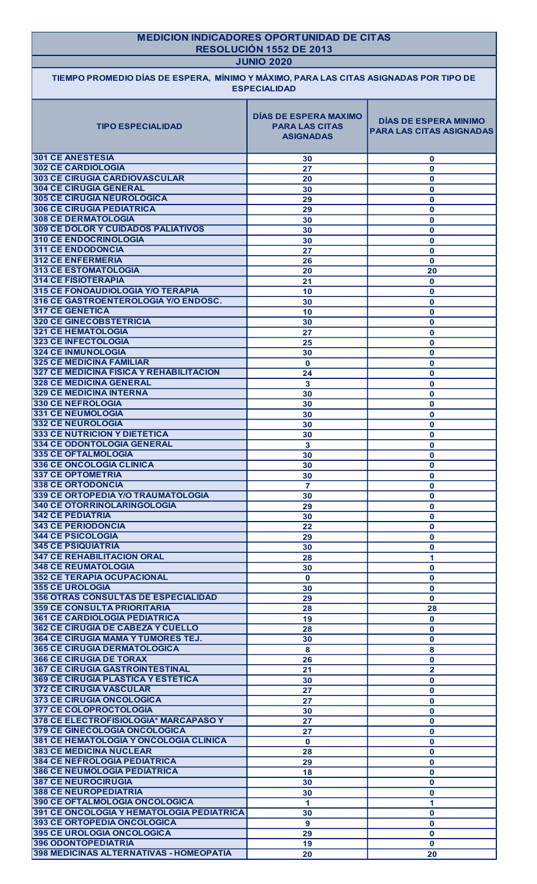# MEDICION INDICADORES OPORTUNIDAD DE CITAS

## RESOLUCIÓN 1552 DE 2013

### JUNIO 2020

**TIEMPO PROMEDIO DÍAS DE ESPERA, MÍNIMO Y MÁXIMO, PARA LAS CITAS ASIGNADAS POR TIPO DE ESPECIALIDAD**

| TIPO ESPECIALIDAD | DÍAS DE ESPERA MAXIMO PARA LAS CITAS ASIGNADAS | DÍAS DE ESPERA MINIMO PARA LAS CITAS ASIGNADAS |
|---|---|---|
| 301 CE ANESTESIA | 30 | 0 |
| 302 CE CARDIOLOGIA | 27 | 0 |
| 303 CE CIRUGIA CARDIOVASCULAR | 20 | 0 |
| 304 CE CIRUGIA GENERAL | 30 | 0 |
| 305 CE CIRUGIA NEUROLOGICA | 29 | 0 |
| 306 CE CIRUGIA PEDIATRICA | 29 | 0 |
| 308 CE DERMATOLOGIA | 30 | 0 |
| 309 CE DOLOR Y CUIDADOS PALIATIVOS | 30 | 0 |
| 310 CE ENDOCRINOLOGIA | 30 | 0 |
| 311 CE ENDODONCIA | 27 | 0 |
| 312 CE ENFERMERIA | 26 | 0 |
| 313 CE ESTOMATOLOGIA | 20 | 20 |
| 314 CE FISIOTERAPIA | 21 | 0 |
| 315 CE FONOAUDIOLOGIA Y/O TERAPIA | 10 | 0 |
| 316 CE GASTROENTEROLOGIA Y/O ENDOSC. | 30 | 0 |
| 317 CE GENETICA | 10 | 0 |
| 320 CE GINECOBSTETRICIA | 30 | 0 |
| 321 CE HEMATOLOGIA | 27 | 0 |
| 323 CE INFECTOLOGIA | 25 | 0 |
| 324 CE INMUNOLOGIA | 30 | 0 |
| 325 CE MEDICINA FAMILIAR | 0 | 0 |
| 327 CE MEDICINA FISICA Y REHABILITACION | 24 | 0 |
| 328 CE MEDICINA GENERAL | 3 | 0 |
| 329 CE MEDICINA INTERNA | 30 | 0 |
| 330 CE NEFROLOGIA | 30 | 0 |
| 331 CE NEUMOLOGIA | 30 | 0 |
| 332 CE NEUROLOGIA | 30 | 0 |
| 333 CE NUTRICION Y DIETETICA | 30 | 0 |
| 334 CE ODONTOLOGIA GENERAL | 3 | 0 |
| 335 CE OFTALMOLOGIA | 30 | 0 |
| 336 CE ONCOLOGIA CLINICA | 30 | 0 |
| 337 CE OPTOMETRIA | 30 | 0 |
| 338 CE ORTODONCIA | 7 | 0 |
| 339 CE ORTOPEDIA Y/O TRAUMATOLOGIA | 30 | 0 |
| 340 CE OTORRINOLARINGOLOGIA | 29 | 0 |
| 342 CE PEDIATRIA | 30 | 0 |
| 343 CE PERIODONCIA | 22 | 0 |
| 344 CE PSICOLOGIA | 29 | 0 |
| 345 CE PSIQUIATRIA | 30 | 0 |
| 347 CE REHABILITACION ORAL | 28 | 1 |
| 348 CE REUMATOLOGIA | 30 | 0 |
| 352 CE TERAPIA OCUPACIONAL | 0 | 0 |
| 355 CE UROLOGIA | 30 | 0 |
| 356 OTRAS CONSULTAS DE ESPECIALIDAD | 29 | 0 |
| 359 CE CONSULTA PRIORITARIA | 28 | 28 |
| 361 CE CARDIOLOGIA PEDIATRICA | 19 | 0 |
| 362 CE CIRUGIA DE CABEZA Y CUELLO | 28 | 0 |
| 364 CE CIRUGIA MAMA Y TUMORES TEJ. | 30 | 0 |
| 365 CE CIRUGIA DERMATOLOGICA | 8 | 8 |
| 366 CE CIRUGIA DE TORAX | 26 | 0 |
| 367 CE CIRUGIA GASTROINTESTINAL | 21 | 2 |
| 369 CE CIRUGIA PLASTICA Y ESTETICA | 30 | 0 |
| 372 CE CIRUGIA VASCULAR | 27 | 0 |
| 373 CE CIRUGIA ONCOLOGICA | 27 | 0 |
| 377 CE COLOPROCTOLOGIA | 30 | 0 |
| 378 CE ELECTROFISIOLOGIA* MARCAPASO Y | 27 | 0 |
| 379 CE GINECOLOGIA ONCOLOGICA | 27 | 0 |
| 381 CE HEMATOLOGIA Y ONCOLOGIA CLINICA | 0 | 0 |
| 383 CE MEDICINA NUCLEAR | 28 | 0 |
| 384 CE NEFROLOGIA PEDIATRICA | 29 | 0 |
| 386 CE NEUMOLOGIA PEDIATRICA | 18 | 0 |
| 387 CE NEUROCIRUGIA | 30 | 0 |
| 388 CE NEUROPEDIATRIA | 30 | 0 |
| 390 CE OFTALMOLOGIA ONCOLOGICA | 1 | 1 |
| 391 CE ONCOLOGIA Y HEMATOLOGIA PEDIATRICA | 30 | 0 |
| 393 CE ORTOPEDIA ONCOLOGICA | 9 | 0 |
| 395 CE UROLOGIA ONCOLOGICA | 29 | 0 |
| 396 ODONTOPEDIATRIA | 19 | 0 |
| 398 MEDICINAS ALTERNATIVAS - HOMEOPATIA | 20 | 20 |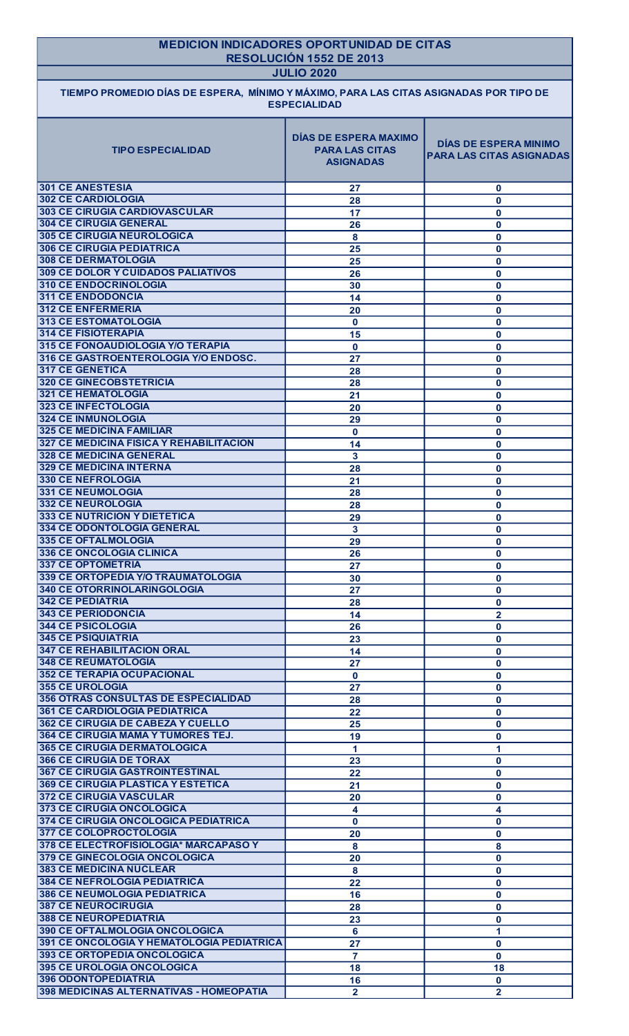## MEDICION INDICADORES OPORTUNIDAD DE CITAS
## RESOLUCIÓN 1552 DE 2013
## JULIO 2020

**TIEMPO PROMEDIO DÍAS DE ESPERA, MÍNIMO Y MÁXIMO, PARA LAS CITAS ASIGNADAS POR TIPO DE ESPECIALIDAD**

| TIPO ESPECIALIDAD | DÍAS DE ESPERA MAXIMO PARA LAS CITAS ASIGNADAS | DÍAS DE ESPERA MINIMO PARA LAS CITAS ASIGNADAS |
|---|---|---|
| 301 CE ANESTESIA | 27 | 0 |
| 302 CE CARDIOLOGIA | 28 | 0 |
| 303 CE CIRUGIA CARDIOVASCULAR | 17 | 0 |
| 304 CE CIRUGIA GENERAL | 26 | 0 |
| 305 CE CIRUGIA NEUROLOGICA | 8 | 0 |
| 306 CE CIRUGIA PEDIATRICA | 25 | 0 |
| 308 CE DERMATOLOGIA | 25 | 0 |
| 309 CE DOLOR Y CUIDADOS PALIATIVOS | 26 | 0 |
| 310 CE ENDOCRINOLOGIA | 30 | 0 |
| 311 CE ENDODONCIA | 14 | 0 |
| 312 CE ENFERMERIA | 20 | 0 |
| 313 CE ESTOMATOLOGIA | 0 | 0 |
| 314 CE FISIOTERAPIA | 15 | 0 |
| 315 CE FONOAUDIOLOGIA Y/O TERAPIA | 0 | 0 |
| 316 CE GASTROENTEROLOGIA Y/O ENDOSC. | 27 | 0 |
| 317 CE GENETICA | 28 | 0 |
| 320 CE GINECOBSTETRICIA | 28 | 0 |
| 321 CE HEMATOLOGIA | 21 | 0 |
| 323 CE INFECTOLOGIA | 20 | 0 |
| 324 CE INMUNOLOGIA | 29 | 0 |
| 325 CE MEDICINA FAMILIAR | 0 | 0 |
| 327 CE MEDICINA FISICA Y REHABILITACION | 14 | 0 |
| 328 CE MEDICINA GENERAL | 3 | 0 |
| 329 CE MEDICINA INTERNA | 28 | 0 |
| 330 CE NEFROLOGIA | 21 | 0 |
| 331 CE NEUMOLOGIA | 28 | 0 |
| 332 CE NEUROLOGIA | 28 | 0 |
| 333 CE NUTRICION Y DIETETICA | 29 | 0 |
| 334 CE ODONTOLOGIA GENERAL | 3 | 0 |
| 335 CE OFTALMOLOGIA | 29 | 0 |
| 336 CE ONCOLOGIA CLINICA | 26 | 0 |
| 337 CE OPTOMETRIA | 27 | 0 |
| 339 CE ORTOPEDIA Y/O TRAUMATOLOGIA | 30 | 0 |
| 340 CE OTORRINOLARINGOLOGIA | 27 | 0 |
| 342 CE PEDIATRIA | 28 | 0 |
| 343 CE PERIODONCIA | 14 | 2 |
| 344 CE PSICOLOGIA | 26 | 0 |
| 345 CE PSIQUIATRIA | 23 | 0 |
| 347 CE REHABILITACION ORAL | 14 | 0 |
| 348 CE REUMATOLOGIA | 27 | 0 |
| 352 CE TERAPIA OCUPACIONAL | 0 | 0 |
| 355 CE UROLOGIA | 27 | 0 |
| 356 OTRAS CONSULTAS DE ESPECIALIDAD | 28 | 0 |
| 361 CE CARDIOLOGIA PEDIATRICA | 22 | 0 |
| 362 CE CIRUGIA DE CABEZA Y CUELLO | 25 | 0 |
| 364 CE CIRUGIA MAMA Y TUMORES TEJ. | 19 | 0 |
| 365 CE CIRUGIA DERMATOLOGICA | 1 | 1 |
| 366 CE CIRUGIA DE TORAX | 23 | 0 |
| 367 CE CIRUGIA GASTROINTESTINAL | 22 | 0 |
| 369 CE CIRUGIA PLASTICA Y ESTETICA | 21 | 0 |
| 372 CE CIRUGIA VASCULAR | 20 | 0 |
| 373 CE CIRUGIA ONCOLOGICA | 4 | 4 |
| 374 CE CIRUGIA ONCOLOGICA PEDIATRICA | 0 | 0 |
| 377 CE COLOPROCTOLOGIA | 20 | 0 |
| 378 CE ELECTROFISIOLOGIA* MARCAPASO Y | 8 | 8 |
| 379 CE GINECOLOGIA ONCOLOGICA | 20 | 0 |
| 383 CE MEDICINA NUCLEAR | 8 | 0 |
| 384 CE NEFROLOGIA PEDIATRICA | 22 | 0 |
| 386 CE NEUMOLOGIA PEDIATRICA | 16 | 0 |
| 387 CE NEUROCIRUGIA | 28 | 0 |
| 388 CE NEUROPEDIATRIA | 23 | 0 |
| 390 CE OFTALMOLOGIA ONCOLOGICA | 6 | 1 |
| 391 CE ONCOLOGIA Y HEMATOLOGIA PEDIATRICA | 27 | 0 |
| 393 CE ORTOPEDIA ONCOLOGICA | 7 | 0 |
| 395 CE UROLOGIA ONCOLOGICA | 18 | 18 |
| 396 ODONTOPEDIATRIA | 16 | 0 |
| 398 MEDICINAS ALTERNATIVAS - HOMEOPATIA | 2 | 2 |